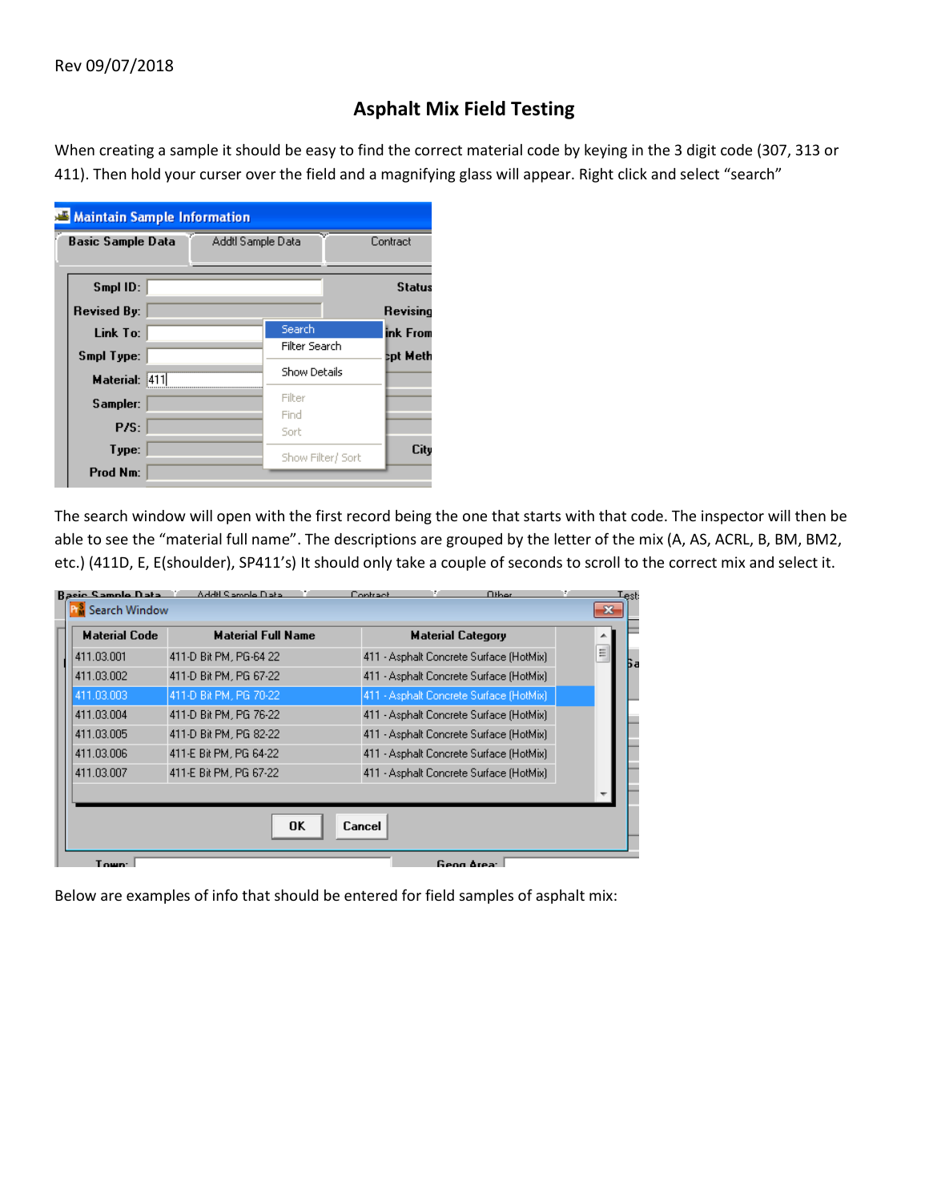Rev 09/07/2018

# Asphalt Mix Field Testing

When creating a sample it should be easy to find the correct material code by keying in the 3 digit code (307, 313 or 411). Then hold your curser over the field and a magnifying glass will appear. Right click and select "search"

The search window will open with the first record being the one that starts with that code. The inspector will then be able to see the "material full name". The descriptions are grouped by the letter of the mix (A, AS, ACRL, B, BM, BM2, etc.) (411D, E, E(shoulder), SP411's) It should only take a couple of seconds to scroll to the correct mix and select it.

Below are examples of info that should be entered for field samples of asphalt mix: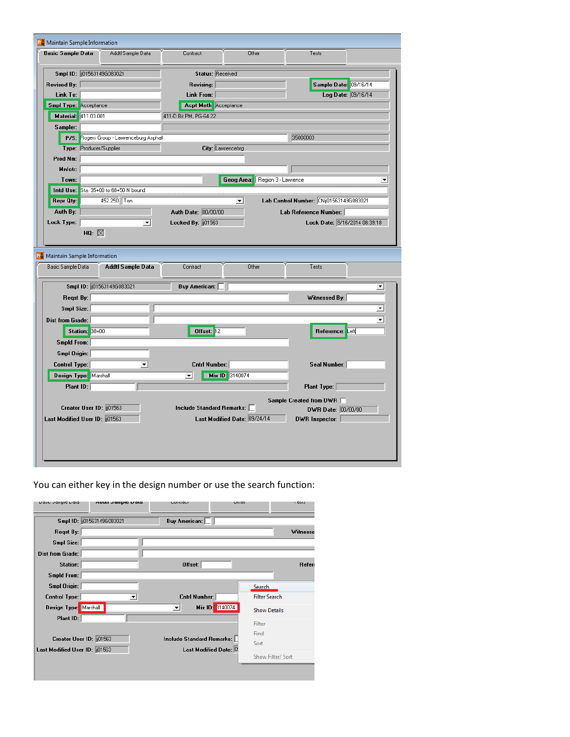You can either key in the design number or use the search function: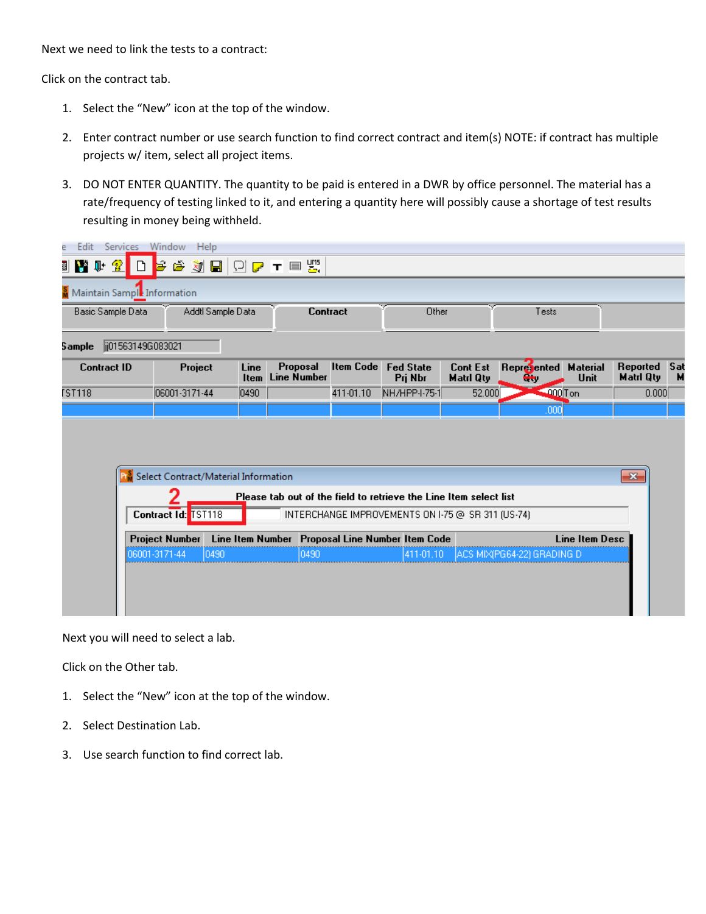Next we need to link the tests to a contract:

Click on the contract tab.

1. Select the “New” icon at the top of the window.
2. Enter contract number or use search function to find correct contract and item(s) NOTE: if contract has multiple projects w/ item, select all project items.
3. DO NOT ENTER QUANTITY. The quantity to be paid is entered in a DWR by office personnel. The material has a rate/frequency of testing linked to it, and entering a quantity here will possibly cause a shortage of test results resulting in money being withheld.

Next you will need to select a lab.

Click on the Other tab.

1. Select the “New” icon at the top of the window.
2. Select Destination Lab.
3. Use search function to find correct lab.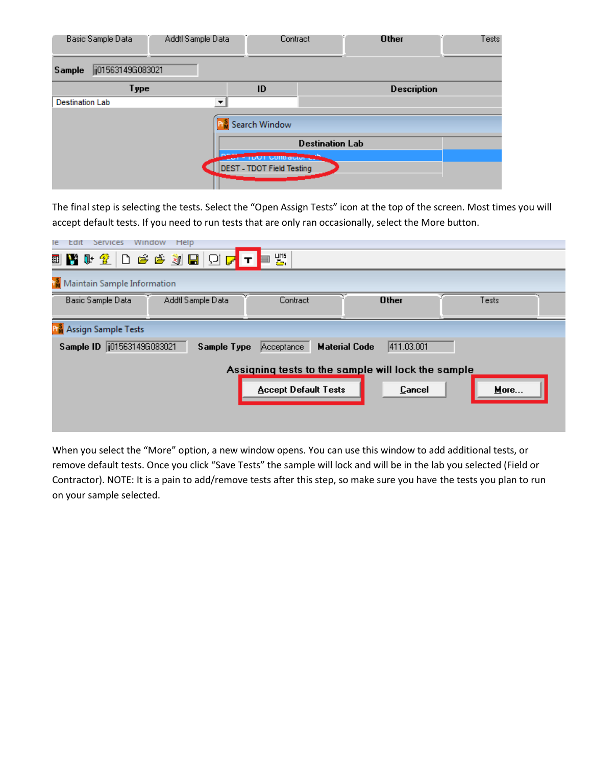The final step is selecting the tests. Select the "Open Assign Tests" icon at the top of the screen. Most times you will accept default tests. If you need to run tests that are only ran occasionally, select the More button.

When you select the "More" option, a new window opens. You can use this window to add additional tests, or remove default tests. Once you click "Save Tests" the sample will lock and will be in the lab you selected (Field or Contractor). NOTE: It is a pain to add/remove tests after this step, so make sure you have the tests you plan to run on your sample selected.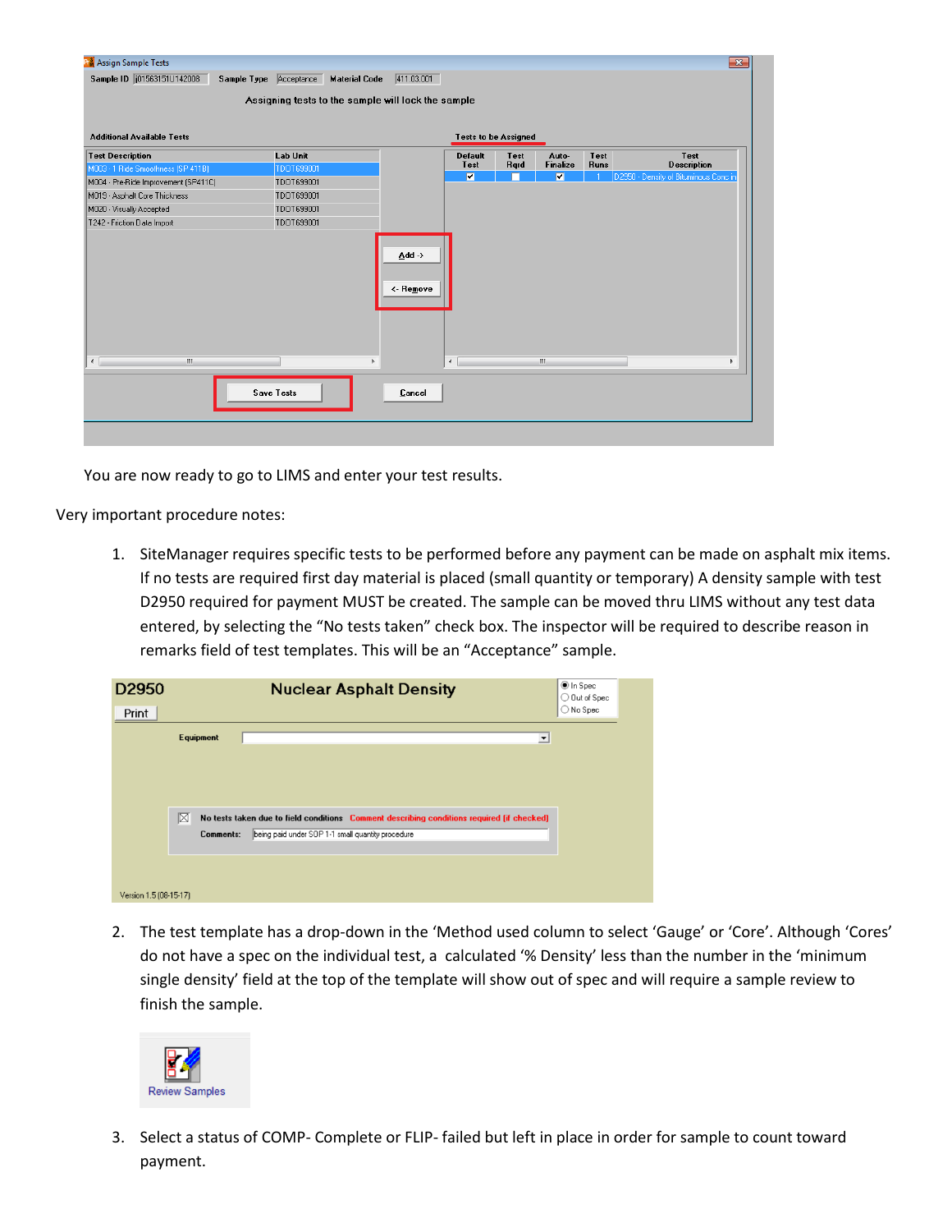You are now ready to go to LIMS and enter your test results.

Very important procedure notes:

1. SiteManager requires specific tests to be performed before any payment can be made on asphalt mix items. If no tests are required first day material is placed (small quantity or temporary) A density sample with test D2950 required for payment MUST be created. The sample can be moved thru LIMS without any test data entered, by selecting the “No tests taken” check box. The inspector will be required to describe reason in remarks field of test templates. This will be an “Acceptance” sample.

2. The test template has a drop-down in the ‘Method used column to select ‘Gauge’ or ‘Core’. Although ‘Cores’ do not have a spec on the individual test, a calculated ‘% Density’ less than the number in the ‘minimum single density’ field at the top of the template will show out of spec and will require a sample review to finish the sample.

3. Select a status of COMP- Complete or FLIP- failed but left in place in order for sample to count toward payment.